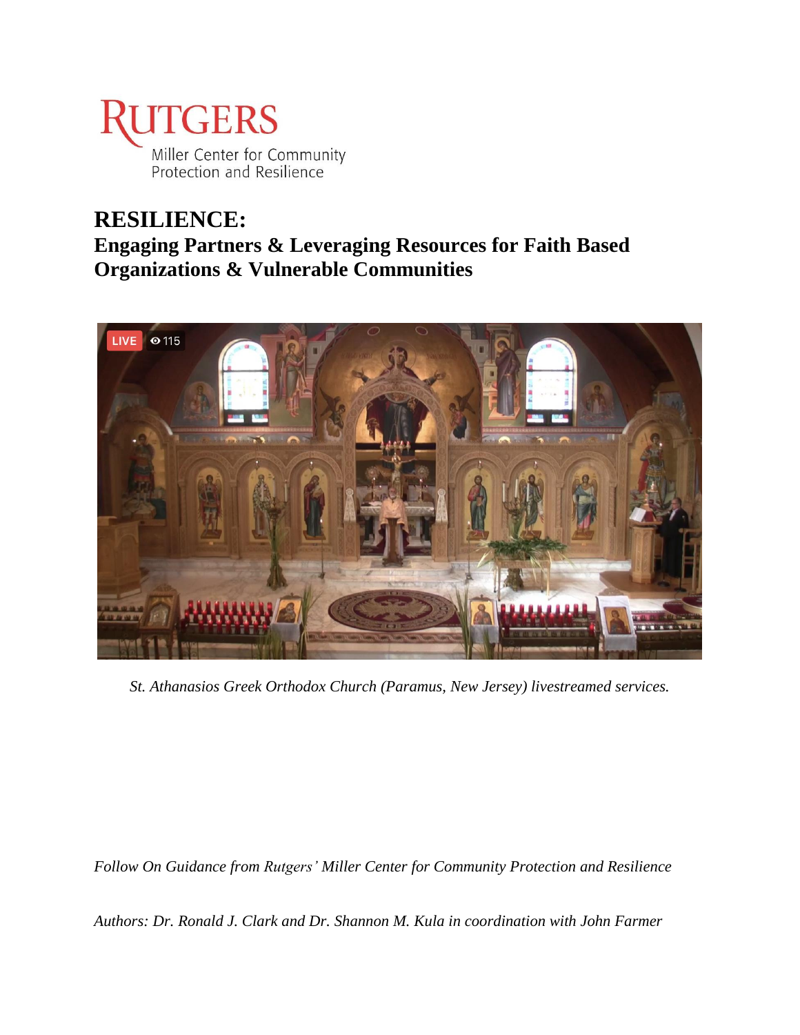Rutgers
Miller Center for Community Protection and Resilience

# RESILIENCE:
## Engaging Partners & Leveraging Resources for Faith Based Organizations & Vulnerable Communities

*St. Athanasios Greek Orthodox Church (Paramus, New Jersey) livestreamed services.*

*Follow On Guidance from Rutgers' Miller Center for Community Protection and Resilience*

*Authors: Dr. Ronald J. Clark and Dr. Shannon M. Kula in coordination with John Farmer*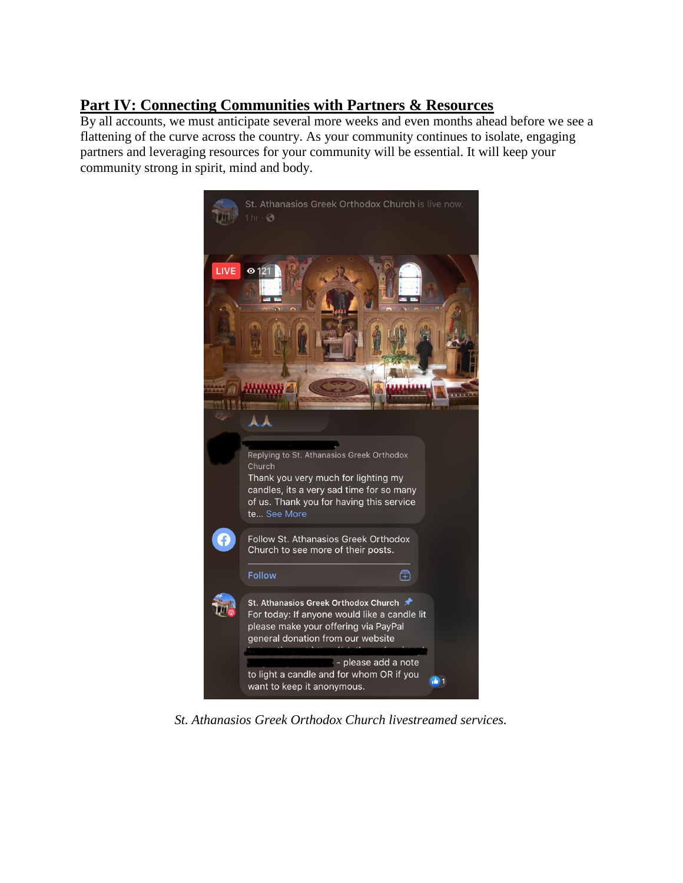## Part IV: Connecting Communities with Partners & Resources

By all accounts, we must anticipate several more weeks and even months ahead before we see a flattening of the curve across the country. As your community continues to isolate, engaging partners and leveraging resources for your community will be essential. It will keep your community strong in spirit, mind and body.

*St. Athanasios Greek Orthodox Church livestreamed services.*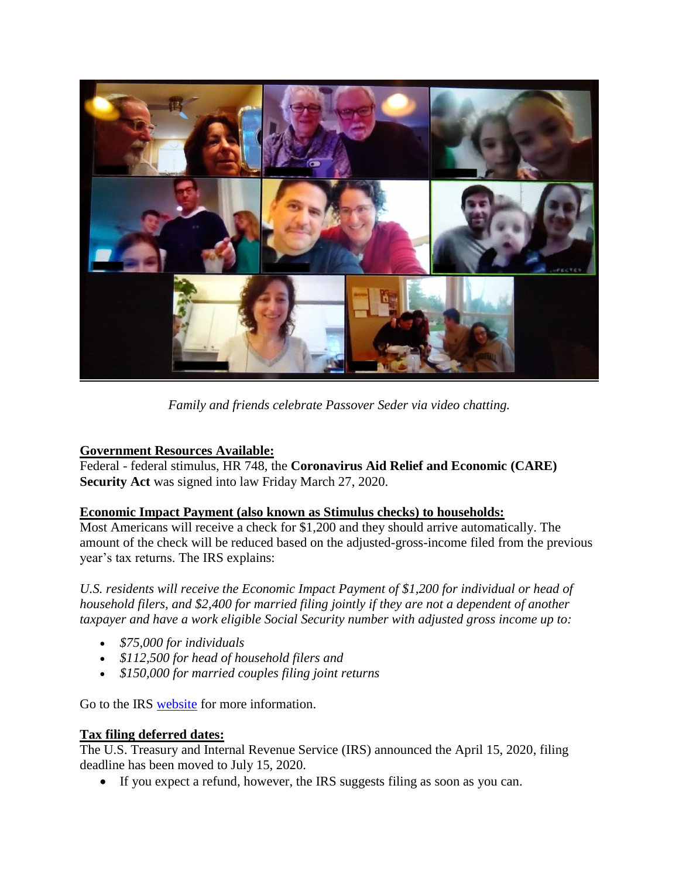*Family and friends celebrate Passover Seder via video chatting.*

**Government Resources Available:**

Federal - federal stimulus, HR 748, the **Coronavirus Aid Relief and Economic (CARE) Security Act** was signed into law Friday March 27, 2020.

**Economic Impact Payment (also known as Stimulus checks) to households:**

Most Americans will receive a check for $1,200 and they should arrive automatically. The amount of the check will be reduced based on the adjusted-gross-income filed from the previous year's tax returns. The IRS explains:

*U.S. residents will receive the Economic Impact Payment of $1,200 for individual or head of household filers, and $2,400 for married filing jointly if they are not a dependent of another taxpayer and have a work eligible Social Security number with adjusted gross income up to:*

- *$75,000 for individuals*
- *$112,500 for head of household filers and*
- *$150,000 for married couples filing joint returns*

Go to the IRS website for more information.

**Tax filing deferred dates:**

The U.S. Treasury and Internal Revenue Service (IRS) announced the April 15, 2020, filing deadline has been moved to July 15, 2020.

- If you expect a refund, however, the IRS suggests filing as soon as you can.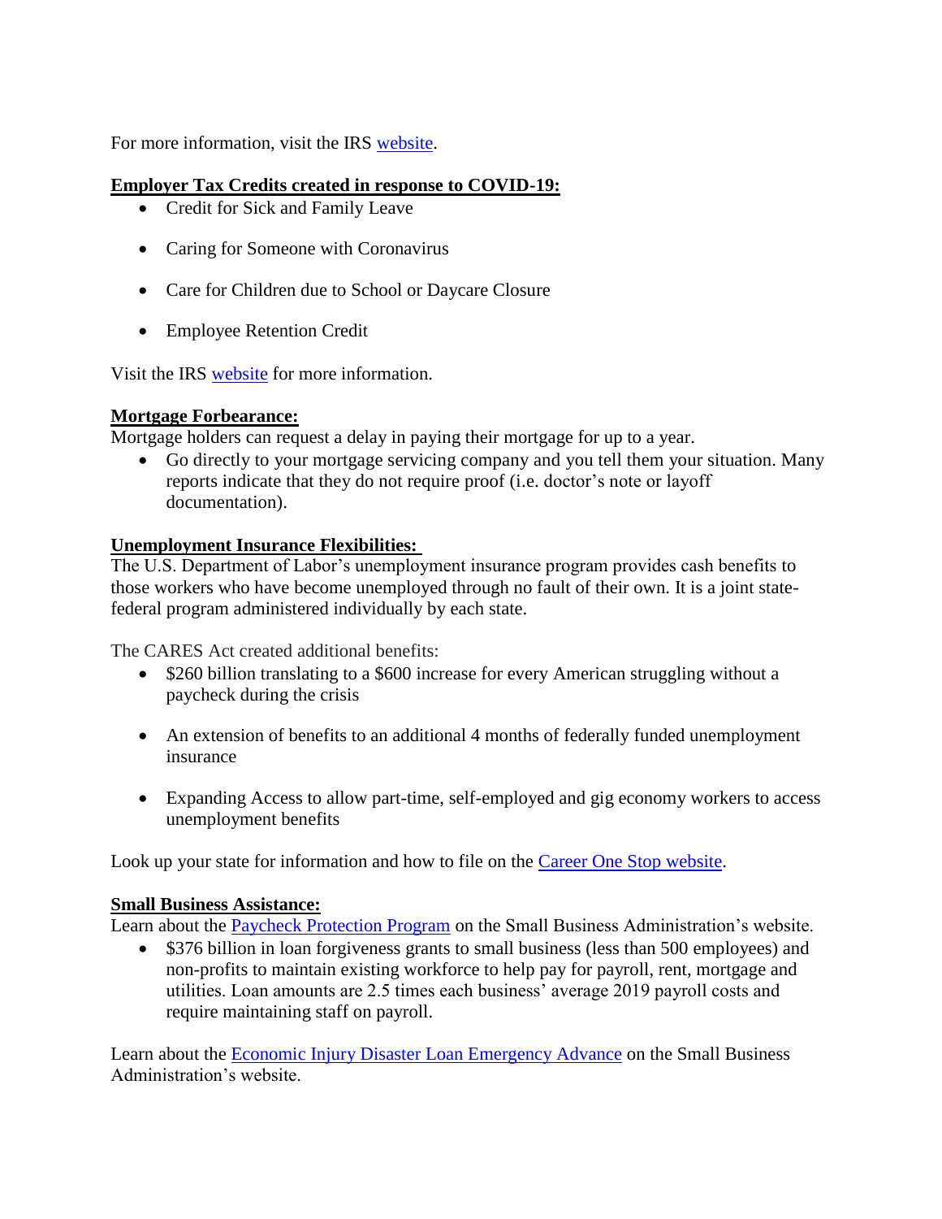For more information, visit the IRS [website](#).

**<u>Employer Tax Credits created in response to COVID-19:</u>**

- Credit for Sick and Family Leave
- Caring for Someone with Coronavirus
- Care for Children due to School or Daycare Closure
- Employee Retention Credit

Visit the IRS [website](#) for more information.

**<u>Mortgage Forbearance:</u>**

Mortgage holders can request a delay in paying their mortgage for up to a year.

- Go directly to your mortgage servicing company and you tell them your situation. Many reports indicate that they do not require proof (i.e. doctor's note or layoff documentation).

**<u>Unemployment Insurance Flexibilities:</u>**

The U.S. Department of Labor's unemployment insurance program provides cash benefits to those workers who have become unemployed through no fault of their own. It is a joint state-federal program administered individually by each state.

The CARES Act created additional benefits:

- $260 billion translating to a $600 increase for every American struggling without a paycheck during the crisis
- An extension of benefits to an additional 4 months of federally funded unemployment insurance
- Expanding Access to allow part-time, self-employed and gig economy workers to access unemployment benefits

Look up your state for information and how to file on the [Career One Stop website](#).

**<u>Small Business Assistance:</u>**

Learn about the [Paycheck Protection Program](#) on the Small Business Administration's website.

- $376 billion in loan forgiveness grants to small business (less than 500 employees) and non-profits to maintain existing workforce to help pay for payroll, rent, mortgage and utilities. Loan amounts are 2.5 times each business' average 2019 payroll costs and require maintaining staff on payroll.

Learn about the [Economic Injury Disaster Loan Emergency Advance](#) on the Small Business Administration's website.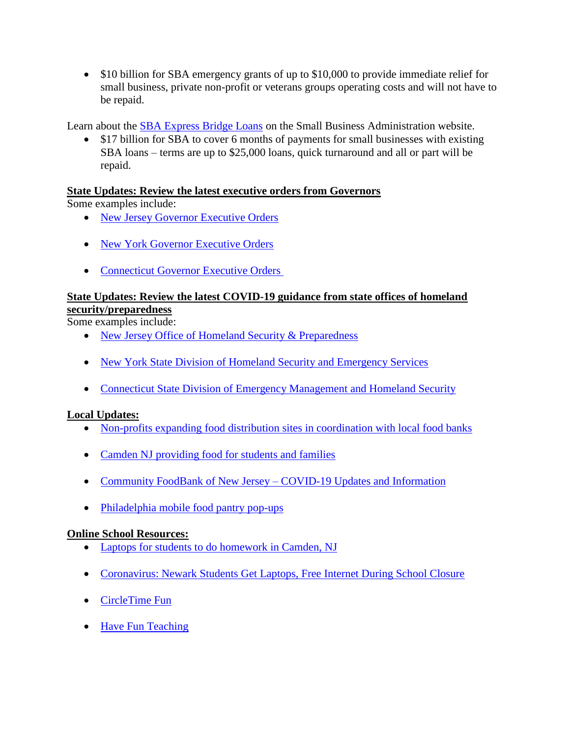- $10 billion for SBA emergency grants of up to $10,000 to provide immediate relief for small business, private non-profit or veterans groups operating costs and will not have to be repaid.

Learn about the SBA Express Bridge Loans on the Small Business Administration website.

- $17 billion for SBA to cover 6 months of payments for small businesses with existing SBA loans – terms are up to $25,000 loans, quick turnaround and all or part will be repaid.

**State Updates: Review the latest executive orders from Governors**

Some examples include:

- New Jersey Governor Executive Orders
- New York Governor Executive Orders
- Connecticut Governor Executive Orders

**State Updates: Review the latest COVID-19 guidance from state offices of homeland security/preparedness**

Some examples include:

- New Jersey Office of Homeland Security & Preparedness
- New York State Division of Homeland Security and Emergency Services
- Connecticut State Division of Emergency Management and Homeland Security

**Local Updates:**

- Non-profits expanding food distribution sites in coordination with local food banks
- Camden NJ providing food for students and families
- Community FoodBank of New Jersey – COVID-19 Updates and Information
- Philadelphia mobile food pantry pop-ups

**Online School Resources:**

- Laptops for students to do homework in Camden, NJ
- Coronavirus: Newark Students Get Laptops, Free Internet During School Closure
- CircleTime Fun
- Have Fun Teaching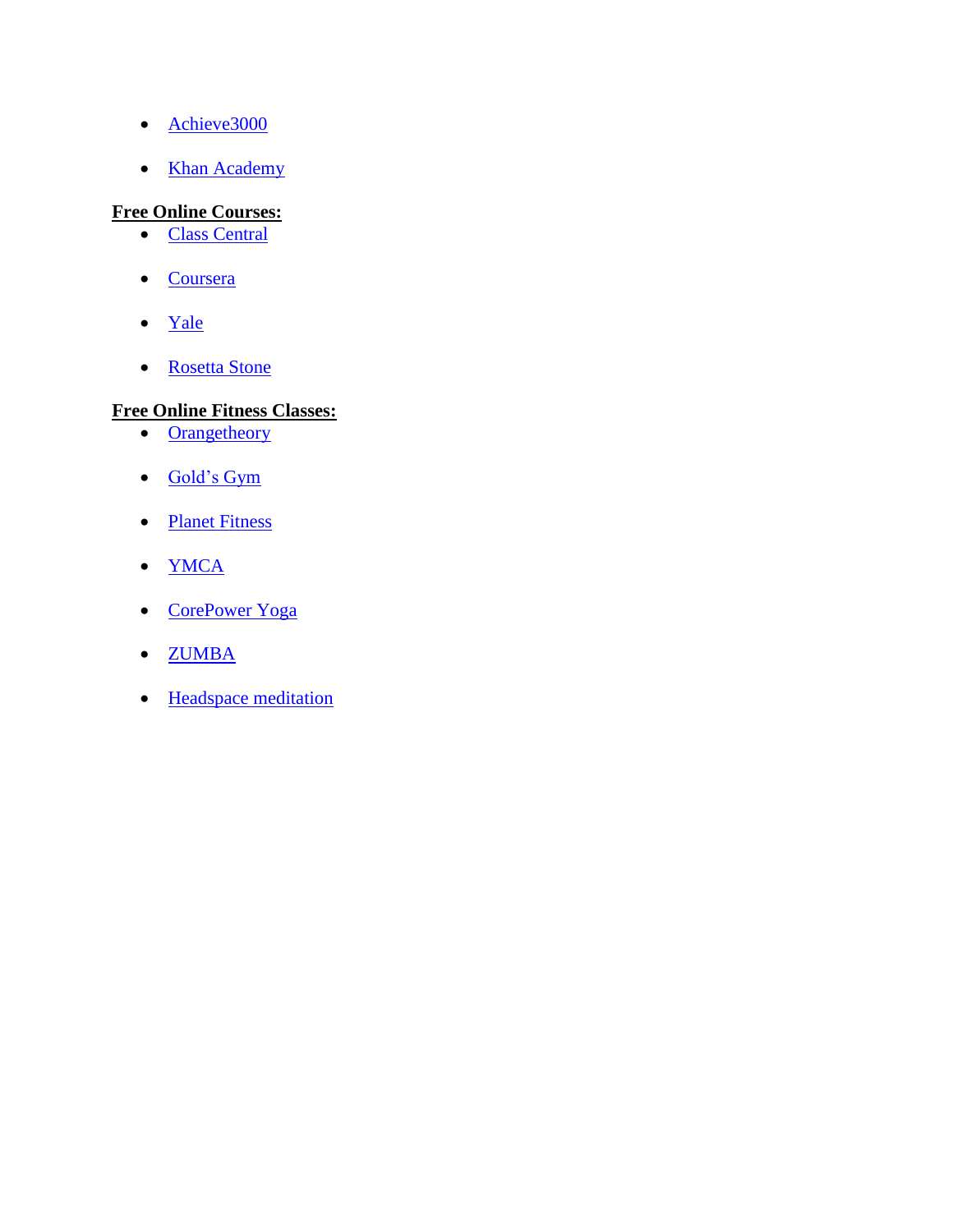- Achieve3000
- Khan Academy

**Free Online Courses:**

- Class Central
- Coursera
- Yale
- Rosetta Stone

**Free Online Fitness Classes:**

- Orangetheory
- Gold's Gym
- Planet Fitness
- YMCA
- CorePower Yoga
- ZUMBA
- Headspace meditation